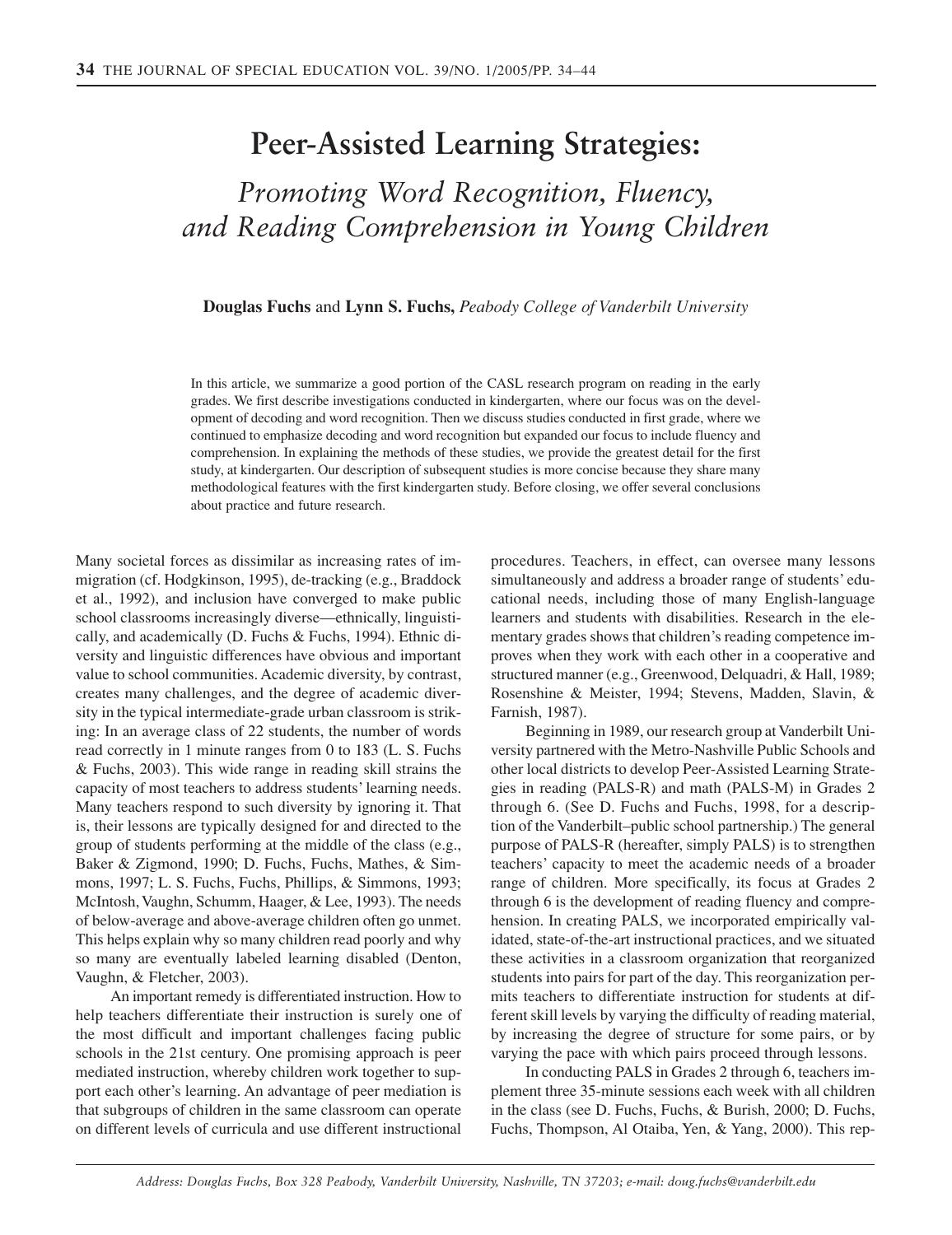# Peer-Assisted Learning Strategies:

## *Promoting Word Recognition, Fluency, and Reading Comprehension in Young Children*

**Douglas Fuchs** and **Lynn S. Fuchs,** *Peabody College of Vanderbilt University*

In this article, we summarize a good portion of the CASL research program on reading in the early grades. We first describe investigations conducted in kindergarten, where our focus was on the development of decoding and word recognition. Then we discuss studies conducted in first grade, where we continued to emphasize decoding and word recognition but expanded our focus to include fluency and comprehension. In explaining the methods of these studies, we provide the greatest detail for the first study, at kindergarten. Our description of subsequent studies is more concise because they share many methodological features with the first kindergarten study. Before closing, we offer several conclusions about practice and future research.

Many societal forces as dissimilar as increasing rates of immigration (cf. Hodgkinson, 1995), de-tracking (e.g., Braddock et al., 1992), and inclusion have converged to make public school classrooms increasingly diverse—ethnically, linguistically, and academically (D. Fuchs & Fuchs, 1994). Ethnic diversity and linguistic differences have obvious and important value to school communities. Academic diversity, by contrast, creates many challenges, and the degree of academic diversity in the typical intermediate-grade urban classroom is striking: In an average class of 22 students, the number of words read correctly in 1 minute ranges from 0 to 183 (L. S. Fuchs & Fuchs, 2003). This wide range in reading skill strains the capacity of most teachers to address students' learning needs. Many teachers respond to such diversity by ignoring it. That is, their lessons are typically designed for and directed to the group of students performing at the middle of the class (e.g., Baker & Zigmond, 1990; D. Fuchs, Fuchs, Mathes, & Simmons, 1997; L. S. Fuchs, Fuchs, Phillips, & Simmons, 1993; McIntosh, Vaughn, Schumm, Haager, & Lee, 1993). The needs of below-average and above-average children often go unmet. This helps explain why so many children read poorly and why so many are eventually labeled learning disabled (Denton, Vaughn, & Fletcher, 2003).

An important remedy is differentiated instruction. How to help teachers differentiate their instruction is surely one of the most difficult and important challenges facing public schools in the 21st century. One promising approach is peer mediated instruction, whereby children work together to support each other's learning. An advantage of peer mediation is that subgroups of children in the same classroom can operate on different levels of curricula and use different instructional procedures. Teachers, in effect, can oversee many lessons simultaneously and address a broader range of students' educational needs, including those of many English-language learners and students with disabilities. Research in the elementary grades shows that children's reading competence improves when they work with each other in a cooperative and structured manner (e.g., Greenwood, Delquadri, & Hall, 1989; Rosenshine & Meister, 1994; Stevens, Madden, Slavin, & Farnish, 1987).

Beginning in 1989, our research group at Vanderbilt University partnered with the Metro-Nashville Public Schools and other local districts to develop Peer-Assisted Learning Strategies in reading (PALS-R) and math (PALS-M) in Grades 2 through 6. (See D. Fuchs and Fuchs, 1998, for a description of the Vanderbilt–public school partnership.) The general purpose of PALS-R (hereafter, simply PALS) is to strengthen teachers' capacity to meet the academic needs of a broader range of children. More specifically, its focus at Grades 2 through 6 is the development of reading fluency and comprehension. In creating PALS, we incorporated empirically validated, state-of-the-art instructional practices, and we situated these activities in a classroom organization that reorganized students into pairs for part of the day. This reorganization permits teachers to differentiate instruction for students at different skill levels by varying the difficulty of reading material, by increasing the degree of structure for some pairs, or by varying the pace with which pairs proceed through lessons.

In conducting PALS in Grades 2 through 6, teachers implement three 35-minute sessions each week with all children in the class (see D. Fuchs, Fuchs, & Burish, 2000; D. Fuchs, Fuchs, Thompson, Al Otaiba, Yen, & Yang, 2000). This rep-

*Address: Douglas Fuchs, Box 328 Peabody, Vanderbilt University, Nashville, TN 37203; e-mail: doug.fuchs@vanderbilt.edu*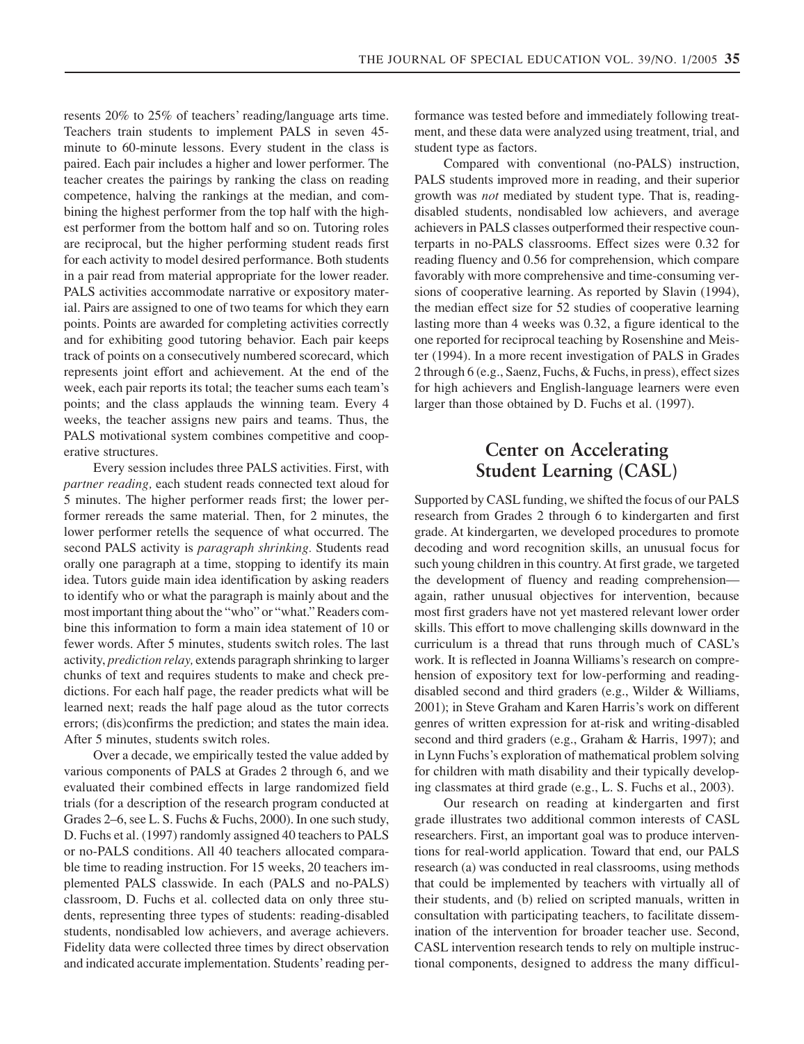resents 20% to 25% of teachers' reading/language arts time. Teachers train students to implement PALS in seven 45-minute to 60-minute lessons. Every student in the class is paired. Each pair includes a higher and lower performer. The teacher creates the pairings by ranking the class on reading competence, halving the rankings at the median, and combining the highest performer from the top half with the highest performer from the bottom half and so on. Tutoring roles are reciprocal, but the higher performing student reads first for each activity to model desired performance. Both students in a pair read from material appropriate for the lower reader. PALS activities accommodate narrative or expository material. Pairs are assigned to one of two teams for which they earn points. Points are awarded for completing activities correctly and for exhibiting good tutoring behavior. Each pair keeps track of points on a consecutively numbered scorecard, which represents joint effort and achievement. At the end of the week, each pair reports its total; the teacher sums each team's points; and the class applauds the winning team. Every 4 weeks, the teacher assigns new pairs and teams. Thus, the PALS motivational system combines competitive and cooperative structures.

Every session includes three PALS activities. First, with *partner reading,* each student reads connected text aloud for 5 minutes. The higher performer reads first; the lower performer rereads the same material. Then, for 2 minutes, the lower performer retells the sequence of what occurred. The second PALS activity is *paragraph shrinking.* Students read orally one paragraph at a time, stopping to identify its main idea. Tutors guide main idea identification by asking readers to identify who or what the paragraph is mainly about and the most important thing about the "who" or "what." Readers combine this information to form a main idea statement of 10 or fewer words. After 5 minutes, students switch roles. The last activity, *prediction relay,* extends paragraph shrinking to larger chunks of text and requires students to make and check predictions. For each half page, the reader predicts what will be learned next; reads the half page aloud as the tutor corrects errors; (dis)confirms the prediction; and states the main idea. After 5 minutes, students switch roles.

Over a decade, we empirically tested the value added by various components of PALS at Grades 2 through 6, and we evaluated their combined effects in large randomized field trials (for a description of the research program conducted at Grades 2–6, see L. S. Fuchs & Fuchs, 2000). In one such study, D. Fuchs et al. (1997) randomly assigned 40 teachers to PALS or no-PALS conditions. All 40 teachers allocated comparable time to reading instruction. For 15 weeks, 20 teachers implemented PALS classwide. In each (PALS and no-PALS) classroom, D. Fuchs et al. collected data on only three students, representing three types of students: reading-disabled students, nondisabled low achievers, and average achievers. Fidelity data were collected three times by direct observation and indicated accurate implementation. Students' reading performance was tested before and immediately following treatment, and these data were analyzed using treatment, trial, and student type as factors.

Compared with conventional (no-PALS) instruction, PALS students improved more in reading, and their superior growth was *not* mediated by student type. That is, reading-disabled students, nondisabled low achievers, and average achievers in PALS classes outperformed their respective counterparts in no-PALS classrooms. Effect sizes were 0.32 for reading fluency and 0.56 for comprehension, which compare favorably with more comprehensive and time-consuming versions of cooperative learning. As reported by Slavin (1994), the median effect size for 52 studies of cooperative learning lasting more than 4 weeks was 0.32, a figure identical to the one reported for reciprocal teaching by Rosenshine and Meister (1994). In a more recent investigation of PALS in Grades 2 through 6 (e.g., Saenz, Fuchs, & Fuchs, in press), effect sizes for high achievers and English-language learners were even larger than those obtained by D. Fuchs et al. (1997).

## Center on Accelerating Student Learning (CASL)

Supported by CASL funding, we shifted the focus of our PALS research from Grades 2 through 6 to kindergarten and first grade. At kindergarten, we developed procedures to promote decoding and word recognition skills, an unusual focus for such young children in this country. At first grade, we targeted the development of fluency and reading comprehension—again, rather unusual objectives for intervention, because most first graders have not yet mastered relevant lower order skills. This effort to move challenging skills downward in the curriculum is a thread that runs through much of CASL's work. It is reflected in Joanna Williams's research on comprehension of expository text for low-performing and reading-disabled second and third graders (e.g., Wilder & Williams, 2001); in Steve Graham and Karen Harris's work on different genres of written expression for at-risk and writing-disabled second and third graders (e.g., Graham & Harris, 1997); and in Lynn Fuchs's exploration of mathematical problem solving for children with math disability and their typically developing classmates at third grade (e.g., L. S. Fuchs et al., 2003).

Our research on reading at kindergarten and first grade illustrates two additional common interests of CASL researchers. First, an important goal was to produce interventions for real-world application. Toward that end, our PALS research (a) was conducted in real classrooms, using methods that could be implemented by teachers with virtually all of their students, and (b) relied on scripted manuals, written in consultation with participating teachers, to facilitate dissemination of the intervention for broader teacher use. Second, CASL intervention research tends to rely on multiple instructional components, designed to address the many difficul-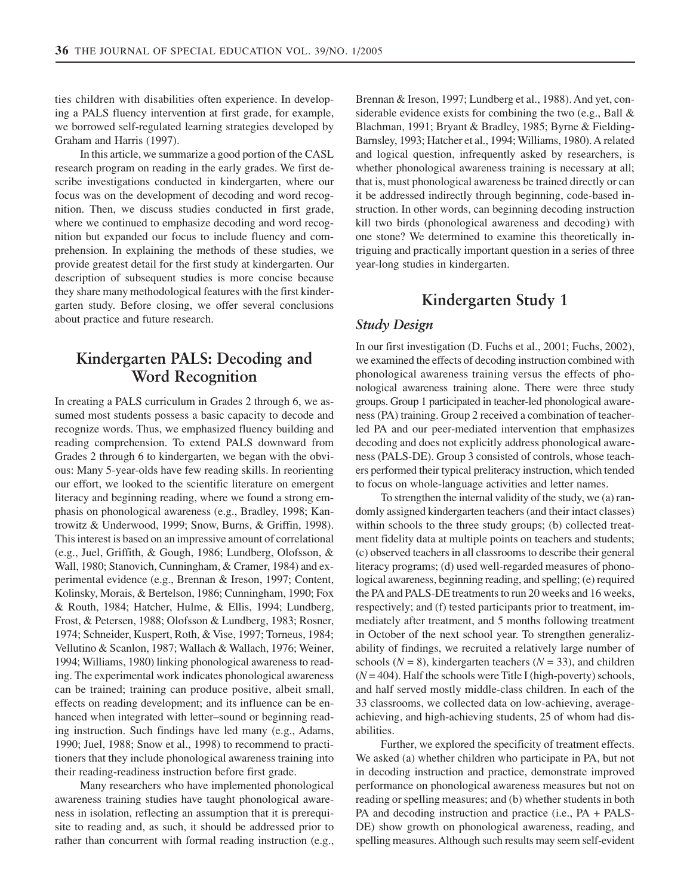ties children with disabilities often experience. In developing a PALS fluency intervention at first grade, for example, we borrowed self-regulated learning strategies developed by Graham and Harris (1997).

In this article, we summarize a good portion of the CASL research program on reading in the early grades. We first describe investigations conducted in kindergarten, where our focus was on the development of decoding and word recognition. Then, we discuss studies conducted in first grade, where we continued to emphasize decoding and word recognition but expanded our focus to include fluency and comprehension. In explaining the methods of these studies, we provide greatest detail for the first study at kindergarten. Our description of subsequent studies is more concise because they share many methodological features with the first kindergarten study. Before closing, we offer several conclusions about practice and future research.

## Kindergarten PALS: Decoding and Word Recognition

In creating a PALS curriculum in Grades 2 through 6, we assumed most students possess a basic capacity to decode and recognize words. Thus, we emphasized fluency building and reading comprehension. To extend PALS downward from Grades 2 through 6 to kindergarten, we began with the obvious: Many 5-year-olds have few reading skills. In reorienting our effort, we looked to the scientific literature on emergent literacy and beginning reading, where we found a strong emphasis on phonological awareness (e.g., Bradley, 1998; Kantrowitz & Underwood, 1999; Snow, Burns, & Griffin, 1998). This interest is based on an impressive amount of correlational (e.g., Juel, Griffith, & Gough, 1986; Lundberg, Olofsson, & Wall, 1980; Stanovich, Cunningham, & Cramer, 1984) and experimental evidence (e.g., Brennan & Ireson, 1997; Content, Kolinsky, Morais, & Bertelson, 1986; Cunningham, 1990; Fox & Routh, 1984; Hatcher, Hulme, & Ellis, 1994; Lundberg, Frost, & Petersen, 1988; Olofsson & Lundberg, 1983; Rosner, 1974; Schneider, Kuspert, Roth, & Vise, 1997; Torneus, 1984; Vellutino & Scanlon, 1987; Wallach & Wallach, 1976; Weiner, 1994; Williams, 1980) linking phonological awareness to reading. The experimental work indicates phonological awareness can be trained; training can produce positive, albeit small, effects on reading development; and its influence can be enhanced when integrated with letter–sound or beginning reading instruction. Such findings have led many (e.g., Adams, 1990; Juel, 1988; Snow et al., 1998) to recommend to practitioners that they include phonological awareness training into their reading-readiness instruction before first grade.

Many researchers who have implemented phonological awareness training studies have taught phonological awareness in isolation, reflecting an assumption that it is prerequisite to reading and, as such, it should be addressed prior to rather than concurrent with formal reading instruction (e.g., Brennan & Ireson, 1997; Lundberg et al., 1988). And yet, considerable evidence exists for combining the two (e.g., Ball & Blachman, 1991; Bryant & Bradley, 1985; Byrne & Fielding-Barnsley, 1993; Hatcher et al., 1994; Williams, 1980). A related and logical question, infrequently asked by researchers, is whether phonological awareness training is necessary at all; that is, must phonological awareness be trained directly or can it be addressed indirectly through beginning, code-based instruction. In other words, can beginning decoding instruction kill two birds (phonological awareness and decoding) with one stone? We determined to examine this theoretically intriguing and practically important question in a series of three year-long studies in kindergarten.

## Kindergarten Study 1

### *Study Design*

In our first investigation (D. Fuchs et al., 2001; Fuchs, 2002), we examined the effects of decoding instruction combined with phonological awareness training versus the effects of phonological awareness training alone. There were three study groups. Group 1 participated in teacher-led phonological awareness (PA) training. Group 2 received a combination of teacher-led PA and our peer-mediated intervention that emphasizes decoding and does not explicitly address phonological awareness (PALS-DE). Group 3 consisted of controls, whose teachers performed their typical preliteracy instruction, which tended to focus on whole-language activities and letter names.

To strengthen the internal validity of the study, we (a) randomly assigned kindergarten teachers (and their intact classes) within schools to the three study groups; (b) collected treatment fidelity data at multiple points on teachers and students; (c) observed teachers in all classrooms to describe their general literacy programs; (d) used well-regarded measures of phonological awareness, beginning reading, and spelling; (e) required the PA and PALS-DE treatments to run 20 weeks and 16 weeks, respectively; and (f) tested participants prior to treatment, immediately after treatment, and 5 months following treatment in October of the next school year. To strengthen generalizability of findings, we recruited a relatively large number of schools ($N = 8$), kindergarten teachers ($N = 33$), and children ($N = 404$). Half the schools were Title I (high-poverty) schools, and half served mostly middle-class children. In each of the 33 classrooms, we collected data on low-achieving, average-achieving, and high-achieving students, 25 of whom had disabilities.

Further, we explored the specificity of treatment effects. We asked (a) whether children who participate in PA, but not in decoding instruction and practice, demonstrate improved performance on phonological awareness measures but not on reading or spelling measures; and (b) whether students in both PA and decoding instruction and practice (i.e., PA + PALS-DE) show growth on phonological awareness, reading, and spelling measures. Although such results may seem self-evident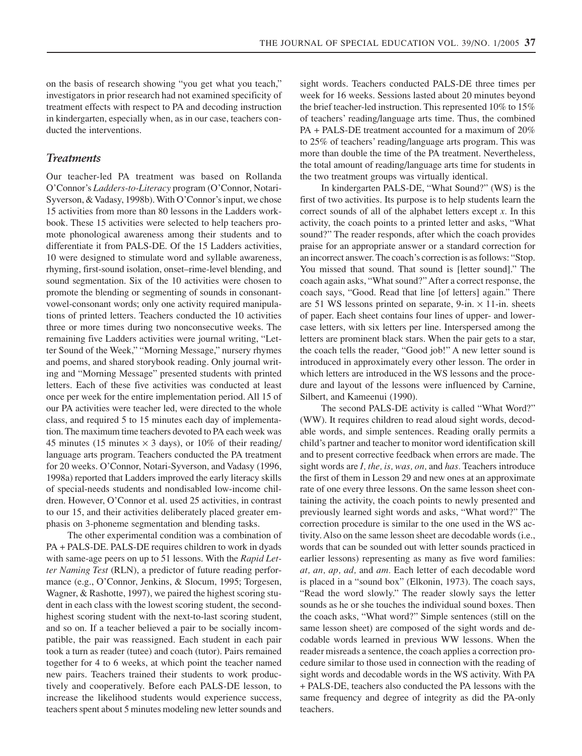on the basis of research showing "you get what you teach," investigators in prior research had not examined specificity of treatment effects with respect to PA and decoding instruction in kindergarten, especially when, as in our case, teachers conducted the interventions.

## *Treatments*

Our teacher-led PA treatment was based on Rollanda O'Connor's *Ladders-to-Literacy* program (O'Connor, Notari-Syverson, & Vadasy, 1998b). With O'Connor's input, we chose 15 activities from more than 80 lessons in the Ladders workbook. These 15 activities were selected to help teachers promote phonological awareness among their students and to differentiate it from PALS-DE. Of the 15 Ladders activities, 10 were designed to stimulate word and syllable awareness, rhyming, first-sound isolation, onset–rime-level blending, and sound segmentation. Six of the 10 activities were chosen to promote the blending or segmenting of sounds in consonant-vowel-consonant words; only one activity required manipulations of printed letters. Teachers conducted the 10 activities three or more times during two nonconsecutive weeks. The remaining five Ladders activities were journal writing, "Letter Sound of the Week," "Morning Message," nursery rhymes and poems, and shared storybook reading. Only journal writing and "Morning Message" presented students with printed letters. Each of these five activities was conducted at least once per week for the entire implementation period. All 15 of our PA activities were teacher led, were directed to the whole class, and required 5 to 15 minutes each day of implementation. The maximum time teachers devoted to PA each week was 45 minutes (15 minutes × 3 days), or 10% of their reading/language arts program. Teachers conducted the PA treatment for 20 weeks. O'Connor, Notari-Syverson, and Vadasy (1996, 1998a) reported that Ladders improved the early literacy skills of special-needs students and nondisabled low-income children. However, O'Connor et al. used 25 activities, in contrast to our 15, and their activities deliberately placed greater emphasis on 3-phoneme segmentation and blending tasks.

The other experimental condition was a combination of PA + PALS-DE. PALS-DE requires children to work in dyads with same-age peers on up to 51 lessons. With the *Rapid Letter Naming Test* (RLN), a predictor of future reading performance (e.g., O'Connor, Jenkins, & Slocum, 1995; Torgesen, Wagner, & Rashotte, 1997), we paired the highest scoring student in each class with the lowest scoring student, the second-highest scoring student with the next-to-last scoring student, and so on. If a teacher believed a pair to be socially incompatible, the pair was reassigned. Each student in each pair took a turn as reader (tutee) and coach (tutor). Pairs remained together for 4 to 6 weeks, at which point the teacher named new pairs. Teachers trained their students to work productively and cooperatively. Before each PALS-DE lesson, to increase the likelihood students would experience success, teachers spent about 5 minutes modeling new letter sounds and sight words. Teachers conducted PALS-DE three times per week for 16 weeks. Sessions lasted about 20 minutes beyond the brief teacher-led instruction. This represented 10% to 15% of teachers' reading/language arts time. Thus, the combined PA + PALS-DE treatment accounted for a maximum of 20% to 25% of teachers' reading/language arts program. This was more than double the time of the PA treatment. Nevertheless, the total amount of reading/language arts time for students in the two treatment groups was virtually identical.

In kindergarten PALS-DE, "What Sound?" (WS) is the first of two activities. Its purpose is to help students learn the correct sounds of all of the alphabet letters except *x.* In this activity, the coach points to a printed letter and asks, "What sound?" The reader responds, after which the coach provides praise for an appropriate answer or a standard correction for an incorrect answer. The coach's correction is as follows: "Stop. You missed that sound. That sound is [letter sound]." The coach again asks, "What sound?" After a correct response, the coach says, "Good. Read that line [of letters] again." There are 51 WS lessons printed on separate, 9-in. × 11-in. sheets of paper. Each sheet contains four lines of upper- and lowercase letters, with six letters per line. Interspersed among the letters are prominent black stars. When the pair gets to a star, the coach tells the reader, "Good job!" A new letter sound is introduced in approximately every other lesson. The order in which letters are introduced in the WS lessons and the procedure and layout of the lessons were influenced by Carnine, Silbert, and Kameenui (1990).

The second PALS-DE activity is called "What Word?" (WW). It requires children to read aloud sight words, decodable words, and simple sentences. Reading orally permits a child's partner and teacher to monitor word identification skill and to present corrective feedback when errors are made. The sight words are *I, the, is, was, on,* and *has.* Teachers introduce the first of them in Lesson 29 and new ones at an approximate rate of one every three lessons. On the same lesson sheet containing the activity, the coach points to newly presented and previously learned sight words and asks, "What word?" The correction procedure is similar to the one used in the WS activity. Also on the same lesson sheet are decodable words (i.e., words that can be sounded out with letter sounds practiced in earlier lessons) representing as many as five word families: *at, an, ap, ad,* and *am.* Each letter of each decodable word is placed in a "sound box" (Elkonin, 1973). The coach says, "Read the word slowly." The reader slowly says the letter sounds as he or she touches the individual sound boxes. Then the coach asks, "What word?" Simple sentences (still on the same lesson sheet) are composed of the sight words and decodable words learned in previous WW lessons. When the reader misreads a sentence, the coach applies a correction procedure similar to those used in connection with the reading of sight words and decodable words in the WS activity. With PA + PALS-DE, teachers also conducted the PA lessons with the same frequency and degree of integrity as did the PA-only teachers.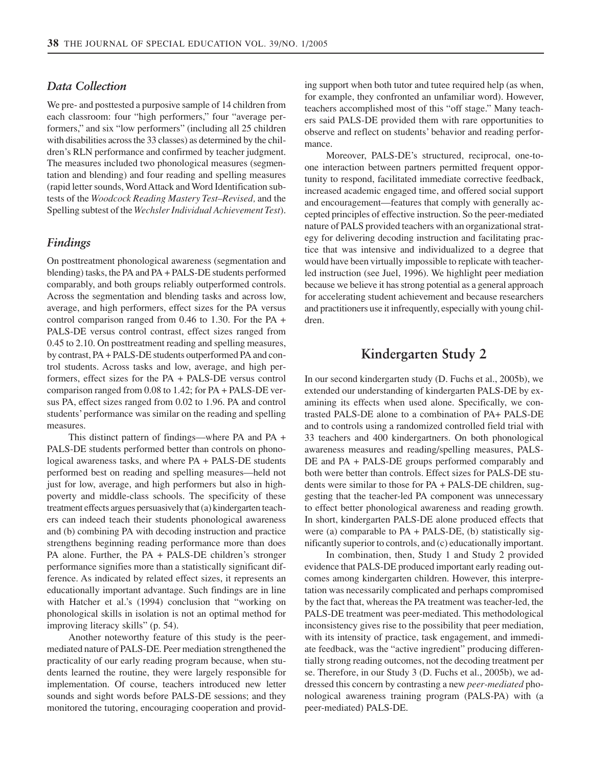### *Data Collection*

We pre- and posttested a purposive sample of 14 children from each classroom: four "high performers," four "average performers," and six "low performers" (including all 25 children with disabilities across the 33 classes) as determined by the children's RLN performance and confirmed by teacher judgment. The measures included two phonological measures (segmentation and blending) and four reading and spelling measures (rapid letter sounds, Word Attack and Word Identification subtests of the *Woodcock Reading Mastery Test–Revised,* and the Spelling subtest of the *Wechsler Individual Achievement Test*).

### *Findings*

On posttreatment phonological awareness (segmentation and blending) tasks, the PA and PA + PALS-DE students performed comparably, and both groups reliably outperformed controls. Across the segmentation and blending tasks and across low, average, and high performers, effect sizes for the PA versus control comparison ranged from 0.46 to 1.30. For the PA + PALS-DE versus control contrast, effect sizes ranged from 0.45 to 2.10. On posttreatment reading and spelling measures, by contrast, PA + PALS-DE students outperformed PA and control students. Across tasks and low, average, and high performers, effect sizes for the PA + PALS-DE versus control comparison ranged from 0.08 to 1.42; for PA + PALS-DE versus PA, effect sizes ranged from 0.02 to 1.96. PA and control students' performance was similar on the reading and spelling measures.

This distinct pattern of findings—where PA and PA + PALS-DE students performed better than controls on phonological awareness tasks, and where PA + PALS-DE students performed best on reading and spelling measures—held not just for low, average, and high performers but also in high-poverty and middle-class schools. The specificity of these treatment effects argues persuasively that (a) kindergarten teachers can indeed teach their students phonological awareness and (b) combining PA with decoding instruction and practice strengthens beginning reading performance more than does PA alone. Further, the PA + PALS-DE children's stronger performance signifies more than a statistically significant difference. As indicated by related effect sizes, it represents an educationally important advantage. Such findings are in line with Hatcher et al.'s (1994) conclusion that "working on phonological skills in isolation is not an optimal method for improving literacy skills" (p. 54).

Another noteworthy feature of this study is the peer-mediated nature of PALS-DE. Peer mediation strengthened the practicality of our early reading program because, when students learned the routine, they were largely responsible for implementation. Of course, teachers introduced new letter sounds and sight words before PALS-DE sessions; and they monitored the tutoring, encouraging cooperation and providing support when both tutor and tutee required help (as when, for example, they confronted an unfamiliar word). However, teachers accomplished most of this "off stage." Many teachers said PALS-DE provided them with rare opportunities to observe and reflect on students' behavior and reading performance.

Moreover, PALS-DE's structured, reciprocal, one-to-one interaction between partners permitted frequent opportunity to respond, facilitated immediate corrective feedback, increased academic engaged time, and offered social support and encouragement—features that comply with generally accepted principles of effective instruction. So the peer-mediated nature of PALS provided teachers with an organizational strategy for delivering decoding instruction and facilitating practice that was intensive and individualized to a degree that would have been virtually impossible to replicate with teacher-led instruction (see Juel, 1996). We highlight peer mediation because we believe it has strong potential as a general approach for accelerating student achievement and because researchers and practitioners use it infrequently, especially with young children.

## Kindergarten Study 2

In our second kindergarten study (D. Fuchs et al., 2005b), we extended our understanding of kindergarten PALS-DE by examining its effects when used alone. Specifically, we contrasted PALS-DE alone to a combination of PA+ PALS-DE and to controls using a randomized controlled field trial with 33 teachers and 400 kindergartners. On both phonological awareness measures and reading/spelling measures, PALS-DE and PA + PALS-DE groups performed comparably and both were better than controls. Effect sizes for PALS-DE students were similar to those for PA + PALS-DE children, suggesting that the teacher-led PA component was unnecessary to effect better phonological awareness and reading growth. In short, kindergarten PALS-DE alone produced effects that were (a) comparable to PA + PALS-DE, (b) statistically significantly superior to controls, and (c) educationally important.

In combination, then, Study 1 and Study 2 provided evidence that PALS-DE produced important early reading outcomes among kindergarten children. However, this interpretation was necessarily complicated and perhaps compromised by the fact that, whereas the PA treatment was teacher-led, the PALS-DE treatment was peer-mediated. This methodological inconsistency gives rise to the possibility that peer mediation, with its intensity of practice, task engagement, and immediate feedback, was the "active ingredient" producing differentially strong reading outcomes, not the decoding treatment per se. Therefore, in our Study 3 (D. Fuchs et al., 2005b), we addressed this concern by contrasting a new *peer-mediated* phonological awareness training program (PALS-PA) with (a peer-mediated) PALS-DE.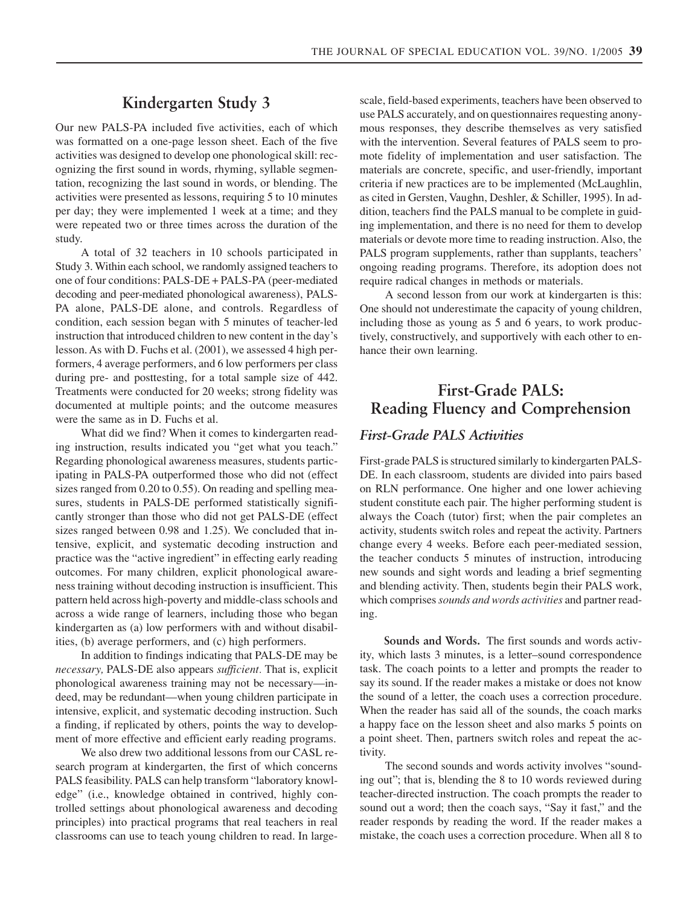## Kindergarten Study 3

Our new PALS-PA included five activities, each of which was formatted on a one-page lesson sheet. Each of the five activities was designed to develop one phonological skill: recognizing the first sound in words, rhyming, syllable segmentation, recognizing the last sound in words, or blending. The activities were presented as lessons, requiring 5 to 10 minutes per day; they were implemented 1 week at a time; and they were repeated two or three times across the duration of the study.

A total of 32 teachers in 10 schools participated in Study 3. Within each school, we randomly assigned teachers to one of four conditions: PALS-DE + PALS-PA (peer-mediated decoding and peer-mediated phonological awareness), PALS-PA alone, PALS-DE alone, and controls. Regardless of condition, each session began with 5 minutes of teacher-led instruction that introduced children to new content in the day's lesson. As with D. Fuchs et al. (2001), we assessed 4 high performers, 4 average performers, and 6 low performers per class during pre- and posttesting, for a total sample size of 442. Treatments were conducted for 20 weeks; strong fidelity was documented at multiple points; and the outcome measures were the same as in D. Fuchs et al.

What did we find? When it comes to kindergarten reading instruction, results indicated you "get what you teach." Regarding phonological awareness measures, students participating in PALS-PA outperformed those who did not (effect sizes ranged from 0.20 to 0.55). On reading and spelling measures, students in PALS-DE performed statistically significantly stronger than those who did not get PALS-DE (effect sizes ranged between 0.98 and 1.25). We concluded that intensive, explicit, and systematic decoding instruction and practice was the "active ingredient" in effecting early reading outcomes. For many children, explicit phonological awareness training without decoding instruction is insufficient. This pattern held across high-poverty and middle-class schools and across a wide range of learners, including those who began kindergarten as (a) low performers with and without disabilities, (b) average performers, and (c) high performers.

In addition to findings indicating that PALS-DE may be *necessary,* PALS-DE also appears *sufficient*. That is, explicit phonological awareness training may not be necessary—indeed, may be redundant—when young children participate in intensive, explicit, and systematic decoding instruction. Such a finding, if replicated by others, points the way to development of more effective and efficient early reading programs.

We also drew two additional lessons from our CASL research program at kindergarten, the first of which concerns PALS feasibility. PALS can help transform "laboratory knowledge" (i.e., knowledge obtained in contrived, highly controlled settings about phonological awareness and decoding principles) into practical programs that real teachers in real classrooms can use to teach young children to read. In large-scale, field-based experiments, teachers have been observed to use PALS accurately, and on questionnaires requesting anonymous responses, they describe themselves as very satisfied with the intervention. Several features of PALS seem to promote fidelity of implementation and user satisfaction. The materials are concrete, specific, and user-friendly, important criteria if new practices are to be implemented (McLaughlin, as cited in Gersten, Vaughn, Deshler, & Schiller, 1995). In addition, teachers find the PALS manual to be complete in guiding implementation, and there is no need for them to develop materials or devote more time to reading instruction. Also, the PALS program supplements, rather than supplants, teachers' ongoing reading programs. Therefore, its adoption does not require radical changes in methods or materials.

A second lesson from our work at kindergarten is this: One should not underestimate the capacity of young children, including those as young as 5 and 6 years, to work productively, constructively, and supportively with each other to enhance their own learning.

## First-Grade PALS: Reading Fluency and Comprehension

### *First-Grade PALS Activities*

First-grade PALS is structured similarly to kindergarten PALS-DE. In each classroom, students are divided into pairs based on RLN performance. One higher and one lower achieving student constitute each pair. The higher performing student is always the Coach (tutor) first; when the pair completes an activity, students switch roles and repeat the activity. Partners change every 4 weeks. Before each peer-mediated session, the teacher conducts 5 minutes of instruction, introducing new sounds and sight words and leading a brief segmenting and blending activity. Then, students begin their PALS work, which comprises *sounds and words activities* and partner reading.

**Sounds and Words.** The first sounds and words activity, which lasts 3 minutes, is a letter–sound correspondence task. The coach points to a letter and prompts the reader to say its sound. If the reader makes a mistake or does not know the sound of a letter, the coach uses a correction procedure. When the reader has said all of the sounds, the coach marks a happy face on the lesson sheet and also marks 5 points on a point sheet. Then, partners switch roles and repeat the activity.

The second sounds and words activity involves "sounding out"; that is, blending the 8 to 10 words reviewed during teacher-directed instruction. The coach prompts the reader to sound out a word; then the coach says, "Say it fast," and the reader responds by reading the word. If the reader makes a mistake, the coach uses a correction procedure. When all 8 to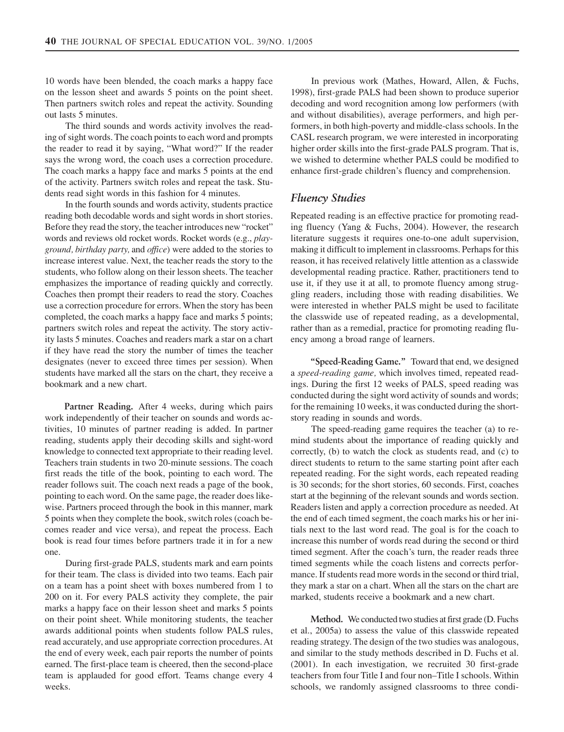10 words have been blended, the coach marks a happy face on the lesson sheet and awards 5 points on the point sheet. Then partners switch roles and repeat the activity. Sounding out lasts 5 minutes.

The third sounds and words activity involves the reading of sight words. The coach points to each word and prompts the reader to read it by saying, "What word?" If the reader says the wrong word, the coach uses a correction procedure. The coach marks a happy face and marks 5 points at the end of the activity. Partners switch roles and repeat the task. Students read sight words in this fashion for 4 minutes.

In the fourth sounds and words activity, students practice reading both decodable words and sight words in short stories. Before they read the story, the teacher introduces new "rocket" words and reviews old rocket words. Rocket words (e.g., *playground, birthday party,* and *office*) were added to the stories to increase interest value. Next, the teacher reads the story to the students, who follow along on their lesson sheets. The teacher emphasizes the importance of reading quickly and correctly. Coaches then prompt their readers to read the story. Coaches use a correction procedure for errors. When the story has been completed, the coach marks a happy face and marks 5 points; partners switch roles and repeat the activity. The story activity lasts 5 minutes. Coaches and readers mark a star on a chart if they have read the story the number of times the teacher designates (never to exceed three times per session). When students have marked all the stars on the chart, they receive a bookmark and a new chart.

**Partner Reading.** After 4 weeks, during which pairs work independently of their teacher on sounds and words activities, 10 minutes of partner reading is added. In partner reading, students apply their decoding skills and sight-word knowledge to connected text appropriate to their reading level. Teachers train students in two 20-minute sessions. The coach first reads the title of the book, pointing to each word. The reader follows suit. The coach next reads a page of the book, pointing to each word. On the same page, the reader does likewise. Partners proceed through the book in this manner, mark 5 points when they complete the book, switch roles (coach becomes reader and vice versa), and repeat the process. Each book is read four times before partners trade it in for a new one.

During first-grade PALS, students mark and earn points for their team. The class is divided into two teams. Each pair on a team has a point sheet with boxes numbered from 1 to 200 on it. For every PALS activity they complete, the pair marks a happy face on their lesson sheet and marks 5 points on their point sheet. While monitoring students, the teacher awards additional points when students follow PALS rules, read accurately, and use appropriate correction procedures. At the end of every week, each pair reports the number of points earned. The first-place team is cheered, then the second-place team is applauded for good effort. Teams change every 4 weeks.

In previous work (Mathes, Howard, Allen, & Fuchs, 1998), first-grade PALS had been shown to produce superior decoding and word recognition among low performers (with and without disabilities), average performers, and high performers, in both high-poverty and middle-class schools. In the CASL research program, we were interested in incorporating higher order skills into the first-grade PALS program. That is, we wished to determine whether PALS could be modified to enhance first-grade children's fluency and comprehension.

## *Fluency Studies*

Repeated reading is an effective practice for promoting reading fluency (Yang & Fuchs, 2004). However, the research literature suggests it requires one-to-one adult supervision, making it difficult to implement in classrooms. Perhaps for this reason, it has received relatively little attention as a classwide developmental reading practice. Rather, practitioners tend to use it, if they use it at all, to promote fluency among struggling readers, including those with reading disabilities. We were interested in whether PALS might be used to facilitate the classwide use of repeated reading, as a developmental, rather than as a remedial, practice for promoting reading fluency among a broad range of learners.

**"Speed-Reading Game."** Toward that end, we designed a *speed-reading game,* which involves timed, repeated readings. During the first 12 weeks of PALS, speed reading was conducted during the sight word activity of sounds and words; for the remaining 10 weeks, it was conducted during the short-story reading in sounds and words.

The speed-reading game requires the teacher (a) to remind students about the importance of reading quickly and correctly, (b) to watch the clock as students read, and (c) to direct students to return to the same starting point after each repeated reading. For the sight words, each repeated reading is 30 seconds; for the short stories, 60 seconds. First, coaches start at the beginning of the relevant sounds and words section. Readers listen and apply a correction procedure as needed. At the end of each timed segment, the coach marks his or her initials next to the last word read. The goal is for the coach to increase this number of words read during the second or third timed segment. After the coach's turn, the reader reads three timed segments while the coach listens and corrects performance. If students read more words in the second or third trial, they mark a star on a chart. When all the stars on the chart are marked, students receive a bookmark and a new chart.

**Method.** We conducted two studies at first grade (D. Fuchs et al., 2005a) to assess the value of this classwide repeated reading strategy. The design of the two studies was analogous, and similar to the study methods described in D. Fuchs et al. (2001). In each investigation, we recruited 30 first-grade teachers from four Title I and four non–Title I schools. Within schools, we randomly assigned classrooms to three condi-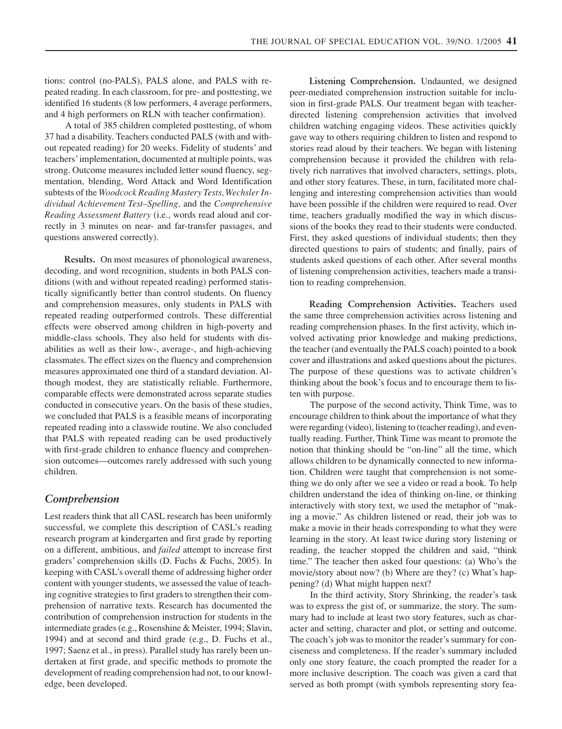tions: control (no-PALS), PALS alone, and PALS with repeated reading. In each classroom, for pre- and posttesting, we identified 16 students (8 low performers, 4 average performers, and 4 high performers on RLN with teacher confirmation).

A total of 385 children completed posttesting, of whom 37 had a disability. Teachers conducted PALS (with and without repeated reading) for 20 weeks. Fidelity of students' and teachers' implementation, documented at multiple points, was strong. Outcome measures included letter sound fluency, segmentation, blending, Word Attack and Word Identification subtests of the *Woodcock Reading Mastery Tests, Wechsler Individual Achievement Test–Spelling,* and the *Comprehensive Reading Assessment Battery* (i.e., words read aloud and correctly in 3 minutes on near- and far-transfer passages, and questions answered correctly).

**Results.** On most measures of phonological awareness, decoding, and word recognition, students in both PALS conditions (with and without repeated reading) performed statistically significantly better than control students. On fluency and comprehension measures, only students in PALS with repeated reading outperformed controls. These differential effects were observed among children in high-poverty and middle-class schools. They also held for students with disabilities as well as their low-, average-, and high-achieving classmates. The effect sizes on the fluency and comprehension measures approximated one third of a standard deviation. Although modest, they are statistically reliable. Furthermore, comparable effects were demonstrated across separate studies conducted in consecutive years. On the basis of these studies, we concluded that PALS is a feasible means of incorporating repeated reading into a classwide routine. We also concluded that PALS with repeated reading can be used productively with first-grade children to enhance fluency and comprehension outcomes—outcomes rarely addressed with such young children.

### *Comprehension*

Lest readers think that all CASL research has been uniformly successful, we complete this description of CASL's reading research program at kindergarten and first grade by reporting on a different, ambitious, and *failed* attempt to increase first graders' comprehension skills (D. Fuchs & Fuchs, 2005). In keeping with CASL's overall theme of addressing higher order content with younger students, we assessed the value of teaching cognitive strategies to first graders to strengthen their comprehension of narrative texts. Research has documented the contribution of comprehension instruction for students in the intermediate grades (e.g., Rosenshine & Meister, 1994; Slavin, 1994) and at second and third grade (e.g., D. Fuchs et al., 1997; Saenz et al., in press). Parallel study has rarely been undertaken at first grade, and specific methods to promote the development of reading comprehension had not, to our knowledge, been developed.

**Listening Comprehension.** Undaunted, we designed peer-mediated comprehension instruction suitable for inclusion in first-grade PALS. Our treatment began with teacher-directed listening comprehension activities that involved children watching engaging videos. These activities quickly gave way to others requiring children to listen and respond to stories read aloud by their teachers. We began with listening comprehension because it provided the children with relatively rich narratives that involved characters, settings, plots, and other story features. These, in turn, facilitated more challenging and interesting comprehension activities than would have been possible if the children were required to read. Over time, teachers gradually modified the way in which discussions of the books they read to their students were conducted. First, they asked questions of individual students; then they directed questions to pairs of students; and finally, pairs of students asked questions of each other. After several months of listening comprehension activities, teachers made a transition to reading comprehension.

**Reading Comprehension Activities.** Teachers used the same three comprehension activities across listening and reading comprehension phases. In the first activity, which involved activating prior knowledge and making predictions, the teacher (and eventually the PALS coach) pointed to a book cover and illustrations and asked questions about the pictures. The purpose of these questions was to activate children's thinking about the book's focus and to encourage them to listen with purpose.

The purpose of the second activity, Think Time, was to encourage children to think about the importance of what they were regarding (video), listening to (teacher reading), and eventually reading. Further, Think Time was meant to promote the notion that thinking should be "on-line" all the time, which allows children to be dynamically connected to new information. Children were taught that comprehension is not something we do only after we see a video or read a book. To help children understand the idea of thinking on-line, or thinking interactively with story text, we used the metaphor of "making a movie." As children listened or read, their job was to make a movie in their heads corresponding to what they were learning in the story. At least twice during story listening or reading, the teacher stopped the children and said, "think time." The teacher then asked four questions: (a) Who's the movie/story about now? (b) Where are they? (c) What's happening? (d) What might happen next?

In the third activity, Story Shrinking, the reader's task was to express the gist of, or summarize, the story. The summary had to include at least two story features, such as character and setting, character and plot, or setting and outcome. The coach's job was to monitor the reader's summary for conciseness and completeness. If the reader's summary included only one story feature, the coach prompted the reader for a more inclusive description. The coach was given a card that served as both prompt (with symbols representing story fea-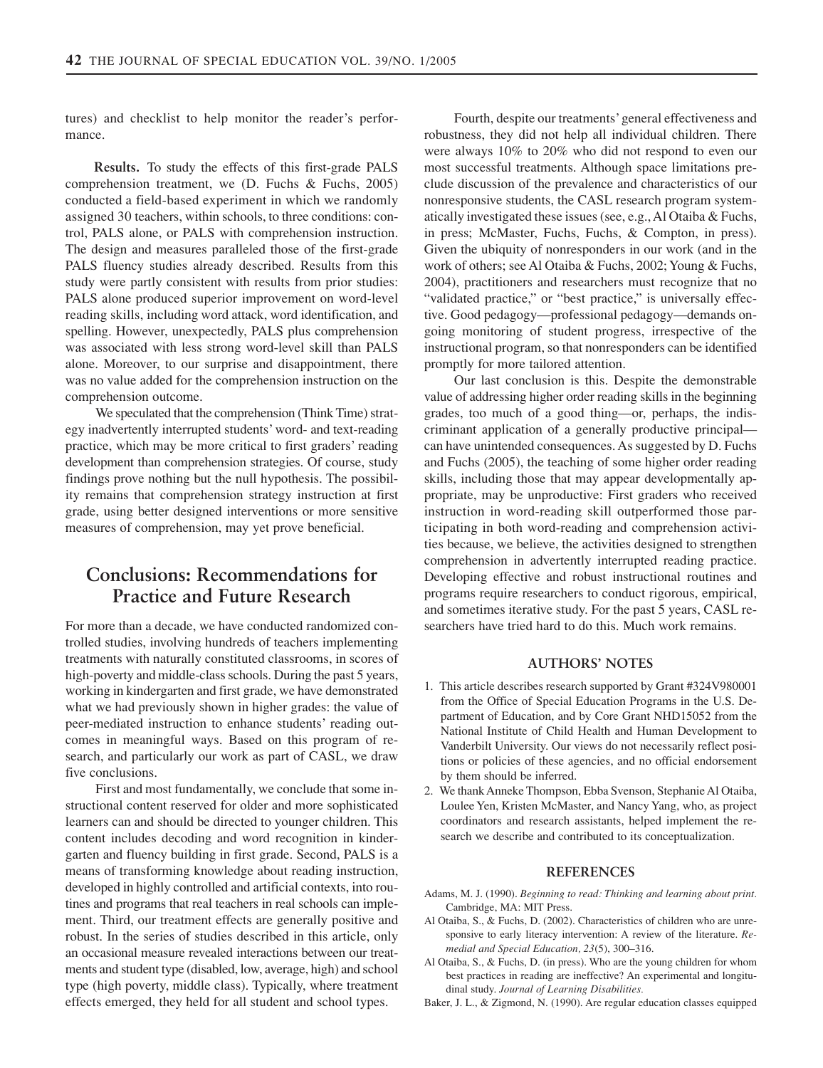tures) and checklist to help monitor the reader's performance.

**Results.** To study the effects of this first-grade PALS comprehension treatment, we (D. Fuchs & Fuchs, 2005) conducted a field-based experiment in which we randomly assigned 30 teachers, within schools, to three conditions: control, PALS alone, or PALS with comprehension instruction. The design and measures paralleled those of the first-grade PALS fluency studies already described. Results from this study were partly consistent with results from prior studies: PALS alone produced superior improvement on word-level reading skills, including word attack, word identification, and spelling. However, unexpectedly, PALS plus comprehension was associated with less strong word-level skill than PALS alone. Moreover, to our surprise and disappointment, there was no value added for the comprehension instruction on the comprehension outcome.

We speculated that the comprehension (Think Time) strategy inadvertently interrupted students' word- and text-reading practice, which may be more critical to first graders' reading development than comprehension strategies. Of course, study findings prove nothing but the null hypothesis. The possibility remains that comprehension strategy instruction at first grade, using better designed interventions or more sensitive measures of comprehension, may yet prove beneficial.

## Conclusions: Recommendations for Practice and Future Research

For more than a decade, we have conducted randomized controlled studies, involving hundreds of teachers implementing treatments with naturally constituted classrooms, in scores of high-poverty and middle-class schools. During the past 5 years, working in kindergarten and first grade, we have demonstrated what we had previously shown in higher grades: the value of peer-mediated instruction to enhance students' reading outcomes in meaningful ways. Based on this program of research, and particularly our work as part of CASL, we draw five conclusions.

First and most fundamentally, we conclude that some instructional content reserved for older and more sophisticated learners can and should be directed to younger children. This content includes decoding and word recognition in kindergarten and fluency building in first grade. Second, PALS is a means of transforming knowledge about reading instruction, developed in highly controlled and artificial contexts, into routines and programs that real teachers in real schools can implement. Third, our treatment effects are generally positive and robust. In the series of studies described in this article, only an occasional measure revealed interactions between our treatments and student type (disabled, low, average, high) and school type (high poverty, middle class). Typically, where treatment effects emerged, they held for all student and school types.

Fourth, despite our treatments' general effectiveness and robustness, they did not help all individual children. There were always 10% to 20% who did not respond to even our most successful treatments. Although space limitations preclude discussion of the prevalence and characteristics of our nonresponsive students, the CASL research program systematically investigated these issues (see, e.g., Al Otaiba & Fuchs, in press; McMaster, Fuchs, Fuchs, & Compton, in press). Given the ubiquity of nonresponders in our work (and in the work of others; see Al Otaiba & Fuchs, 2002; Young & Fuchs, 2004), practitioners and researchers must recognize that no "validated practice," or "best practice," is universally effective. Good pedagogy—professional pedagogy—demands ongoing monitoring of student progress, irrespective of the instructional program, so that nonresponders can be identified promptly for more tailored attention.

Our last conclusion is this. Despite the demonstrable value of addressing higher order reading skills in the beginning grades, too much of a good thing—or, perhaps, the indiscriminant application of a generally productive principal—can have unintended consequences. As suggested by D. Fuchs and Fuchs (2005), the teaching of some higher order reading skills, including those that may appear developmentally appropriate, may be unproductive: First graders who received instruction in word-reading skill outperformed those participating in both word-reading and comprehension activities because, we believe, the activities designed to strengthen comprehension in advertently interrupted reading practice. Developing effective and robust instructional routines and programs require researchers to conduct rigorous, empirical, and sometimes iterative study. For the past 5 years, CASL researchers have tried hard to do this. Much work remains.

### AUTHORS' NOTES

1. This article describes research supported by Grant #324V980001 from the Office of Special Education Programs in the U.S. Department of Education, and by Core Grant NHD15052 from the National Institute of Child Health and Human Development to Vanderbilt University. Our views do not necessarily reflect positions or policies of these agencies, and no official endorsement by them should be inferred.
2. We thank Anneke Thompson, Ebba Svenson, Stephanie Al Otaiba, Loulee Yen, Kristen McMaster, and Nancy Yang, who, as project coordinators and research assistants, helped implement the research we describe and contributed to its conceptualization.

### REFERENCES

Adams, M. J. (1990). *Beginning to read: Thinking and learning about print*. Cambridge, MA: MIT Press.

Al Otaiba, S., & Fuchs, D. (2002). Characteristics of children who are unresponsive to early literacy intervention: A review of the literature. *Remedial and Special Education, 23*(5), 300–316.

Al Otaiba, S., & Fuchs, D. (in press). Who are the young children for whom best practices in reading are ineffective? An experimental and longitudinal study. *Journal of Learning Disabilities.*

Baker, J. L., & Zigmond, N. (1990). Are regular education classes equipped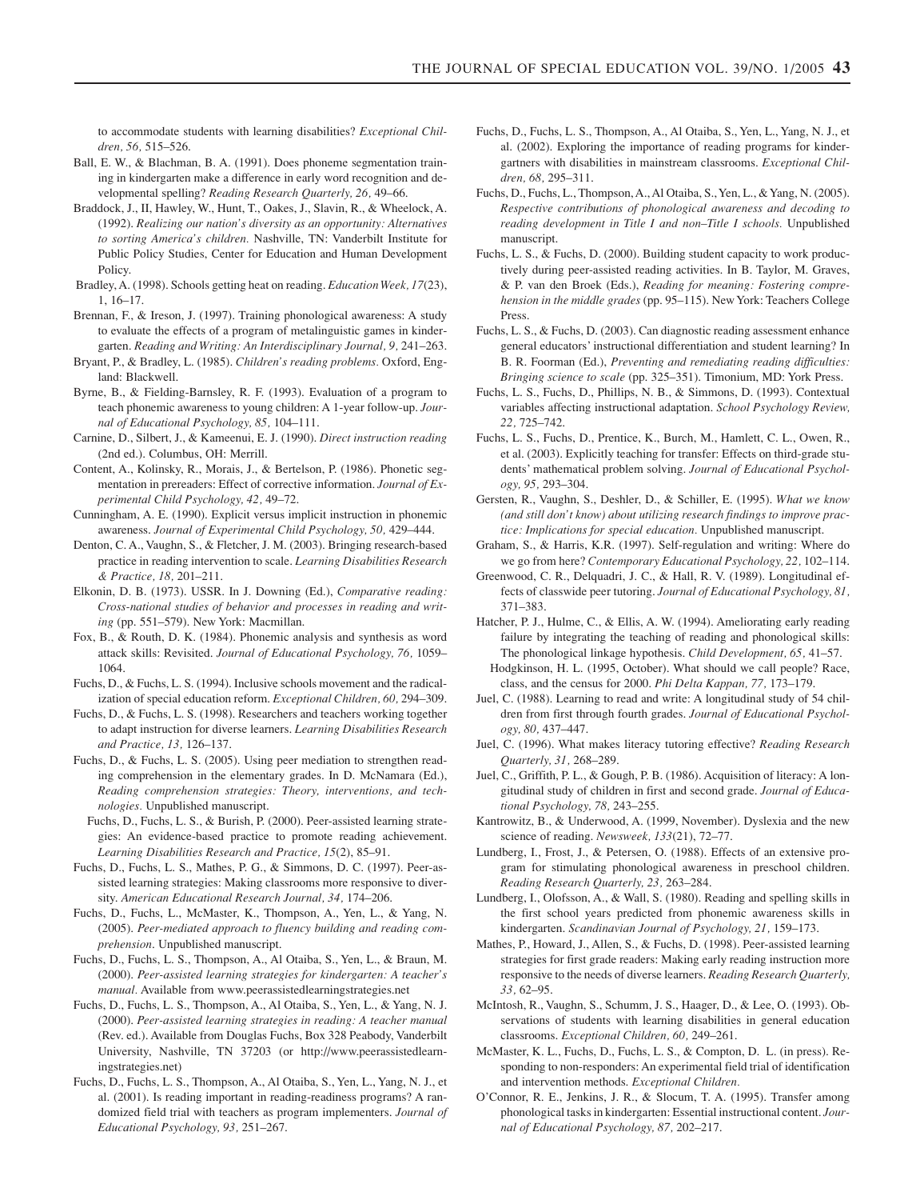to accommodate students with learning disabilities? *Exceptional Children, 56,* 515–526.

Ball, E. W., & Blachman, B. A. (1991). Does phoneme segmentation training in kindergarten make a difference in early word recognition and developmental spelling? *Reading Research Quarterly, 26,* 49–66.

Braddock, J., II, Hawley, W., Hunt, T., Oakes, J., Slavin, R., & Wheelock, A. (1992). *Realizing our nation's diversity as an opportunity: Alternatives to sorting America's children.* Nashville, TN: Vanderbilt Institute for Public Policy Studies, Center for Education and Human Development Policy.

Bradley, A. (1998). Schools getting heat on reading. *Education Week, 17*(23), 1, 16–17.

Brennan, F., & Ireson, J. (1997). Training phonological awareness: A study to evaluate the effects of a program of metalinguistic games in kindergarten. *Reading and Writing: An Interdisciplinary Journal, 9,* 241–263.

Bryant, P., & Bradley, L. (1985). *Children's reading problems.* Oxford, England: Blackwell.

Byrne, B., & Fielding-Barnsley, R. F. (1993). Evaluation of a program to teach phonemic awareness to young children: A 1-year follow-up. *Journal of Educational Psychology, 85,* 104–111.

Carnine, D., Silbert, J., & Kameenui, E. J. (1990). *Direct instruction reading* (2nd ed.). Columbus, OH: Merrill.

Content, A., Kolinsky, R., Morais, J., & Bertelson, P. (1986). Phonetic segmentation in prereaders: Effect of corrective information. *Journal of Experimental Child Psychology, 42,* 49–72.

Cunningham, A. E. (1990). Explicit versus implicit instruction in phonemic awareness. *Journal of Experimental Child Psychology, 50,* 429–444.

Denton, C. A., Vaughn, S., & Fletcher, J. M. (2003). Bringing research-based practice in reading intervention to scale. *Learning Disabilities Research & Practice, 18,* 201–211.

Elkonin, D. B. (1973). USSR. In J. Downing (Ed.), *Comparative reading: Cross-national studies of behavior and processes in reading and writing* (pp. 551–579). New York: Macmillan.

Fox, B., & Routh, D. K. (1984). Phonemic analysis and synthesis as word attack skills: Revisited. *Journal of Educational Psychology, 76,* 1059–1064.

Fuchs, D., & Fuchs, L. S. (1994). Inclusive schools movement and the radicalization of special education reform. *Exceptional Children, 60,* 294–309.

Fuchs, D., & Fuchs, L. S. (1998). Researchers and teachers working together to adapt instruction for diverse learners. *Learning Disabilities Research and Practice, 13,* 126–137.

Fuchs, D., & Fuchs, L. S. (2005). Using peer mediation to strengthen reading comprehension in the elementary grades. In D. McNamara (Ed.), *Reading comprehension strategies: Theory, interventions, and technologies.* Unpublished manuscript.

Fuchs, D., Fuchs, L. S., & Burish, P. (2000). Peer-assisted learning strategies: An evidence-based practice to promote reading achievement. *Learning Disabilities Research and Practice, 15*(2), 85–91.

Fuchs, D., Fuchs, L. S., Mathes, P. G., & Simmons, D. C. (1997). Peer-assisted learning strategies: Making classrooms more responsive to diversity. *American Educational Research Journal, 34,* 174–206.

Fuchs, D., Fuchs, L., McMaster, K., Thompson, A., Yen, L., & Yang, N. (2005). *Peer-mediated approach to fluency building and reading comprehension.* Unpublished manuscript.

Fuchs, D., Fuchs, L. S., Thompson, A., Al Otaiba, S., Yen, L., & Braun, M. (2000). *Peer-assisted learning strategies for kindergarten: A teacher's manual.* Available from www.peerassistedlearningstrategies.net

Fuchs, D., Fuchs, L. S., Thompson, A., Al Otaiba, S., Yen, L., & Yang, N. J. (2000). *Peer-assisted learning strategies in reading: A teacher manual* (Rev. ed.). Available from Douglas Fuchs, Box 328 Peabody, Vanderbilt University, Nashville, TN 37203 (or http://www.peerassistedlearningstrategies.net)

Fuchs, D., Fuchs, L. S., Thompson, A., Al Otaiba, S., Yen, L., Yang, N. J., et al. (2001). Is reading important in reading-readiness programs? A randomized field trial with teachers as program implementers. *Journal of Educational Psychology, 93,* 251–267.

Fuchs, D., Fuchs, L. S., Thompson, A., Al Otaiba, S., Yen, L., Yang, N. J., et al. (2002). Exploring the importance of reading programs for kindergartners with disabilities in mainstream classrooms. *Exceptional Children, 68,* 295–311.

Fuchs, D., Fuchs, L., Thompson, A., Al Otaiba, S., Yen, L., & Yang, N. (2005). *Respective contributions of phonological awareness and decoding to reading development in Title I and non–Title I schools.* Unpublished manuscript.

Fuchs, L. S., & Fuchs, D. (2000). Building student capacity to work productively during peer-assisted reading activities. In B. Taylor, M. Graves, & P. van den Broek (Eds.), *Reading for meaning: Fostering comprehension in the middle grades* (pp. 95–115). New York: Teachers College Press.

Fuchs, L. S., & Fuchs, D. (2003). Can diagnostic reading assessment enhance general educators' instructional differentiation and student learning? In B. R. Foorman (Ed.), *Preventing and remediating reading difficulties: Bringing science to scale* (pp. 325–351). Timonium, MD: York Press.

Fuchs, L. S., Fuchs, D., Phillips, N. B., & Simmons, D. (1993). Contextual variables affecting instructional adaptation. *School Psychology Review, 22,* 725–742.

Fuchs, L. S., Fuchs, D., Prentice, K., Burch, M., Hamlett, C. L., Owen, R., et al. (2003). Explicitly teaching for transfer: Effects on third-grade students' mathematical problem solving. *Journal of Educational Psychology, 95,* 293–304.

Gersten, R., Vaughn, S., Deshler, D., & Schiller, E. (1995). *What we know (and still don't know) about utilizing research findings to improve practice: Implications for special education.* Unpublished manuscript.

Graham, S., & Harris, K.R. (1997). Self-regulation and writing: Where do we go from here? *Contemporary Educational Psychology, 22,* 102–114.

Greenwood, C. R., Delquadri, J. C., & Hall, R. V. (1989). Longitudinal effects of classwide peer tutoring. *Journal of Educational Psychology, 81,* 371–383.

Hatcher, P. J., Hulme, C., & Ellis, A. W. (1994). Ameliorating early reading failure by integrating the teaching of reading and phonological skills: The phonological linkage hypothesis. *Child Development, 65,* 41–57.

Hodgkinson, H. L. (1995, October). What should we call people? Race, class, and the census for 2000. *Phi Delta Kappan, 77,* 173–179.

Juel, C. (1988). Learning to read and write: A longitudinal study of 54 children from first through fourth grades. *Journal of Educational Psychology, 80,* 437–447.

Juel, C. (1996). What makes literacy tutoring effective? *Reading Research Quarterly, 31,* 268–289.

Juel, C., Griffith, P. L., & Gough, P. B. (1986). Acquisition of literacy: A longitudinal study of children in first and second grade. *Journal of Educational Psychology, 78,* 243–255.

Kantrowitz, B., & Underwood, A. (1999, November). Dyslexia and the new science of reading. *Newsweek, 133*(21), 72–77.

Lundberg, I., Frost, J., & Petersen, O. (1988). Effects of an extensive program for stimulating phonological awareness in preschool children. *Reading Research Quarterly, 23,* 263–284.

Lundberg, I., Olofsson, A., & Wall, S. (1980). Reading and spelling skills in the first school years predicted from phonemic awareness skills in kindergarten. *Scandinavian Journal of Psychology, 21,* 159–173.

Mathes, P., Howard, J., Allen, S., & Fuchs, D. (1998). Peer-assisted learning strategies for first grade readers: Making early reading instruction more responsive to the needs of diverse learners. *Reading Research Quarterly, 33,* 62–95.

McIntosh, R., Vaughn, S., Schumm, J. S., Haager, D., & Lee, O. (1993). Observations of students with learning disabilities in general education classrooms. *Exceptional Children, 60,* 249–261.

McMaster, K. L., Fuchs, D., Fuchs, L. S., & Compton, D. L. (in press). Responding to non-responders: An experimental field trial of identification and intervention methods. *Exceptional Children.*

O'Connor, R. E., Jenkins, J. R., & Slocum, T. A. (1995). Transfer among phonological tasks in kindergarten: Essential instructional content. *Journal of Educational Psychology, 87,* 202–217.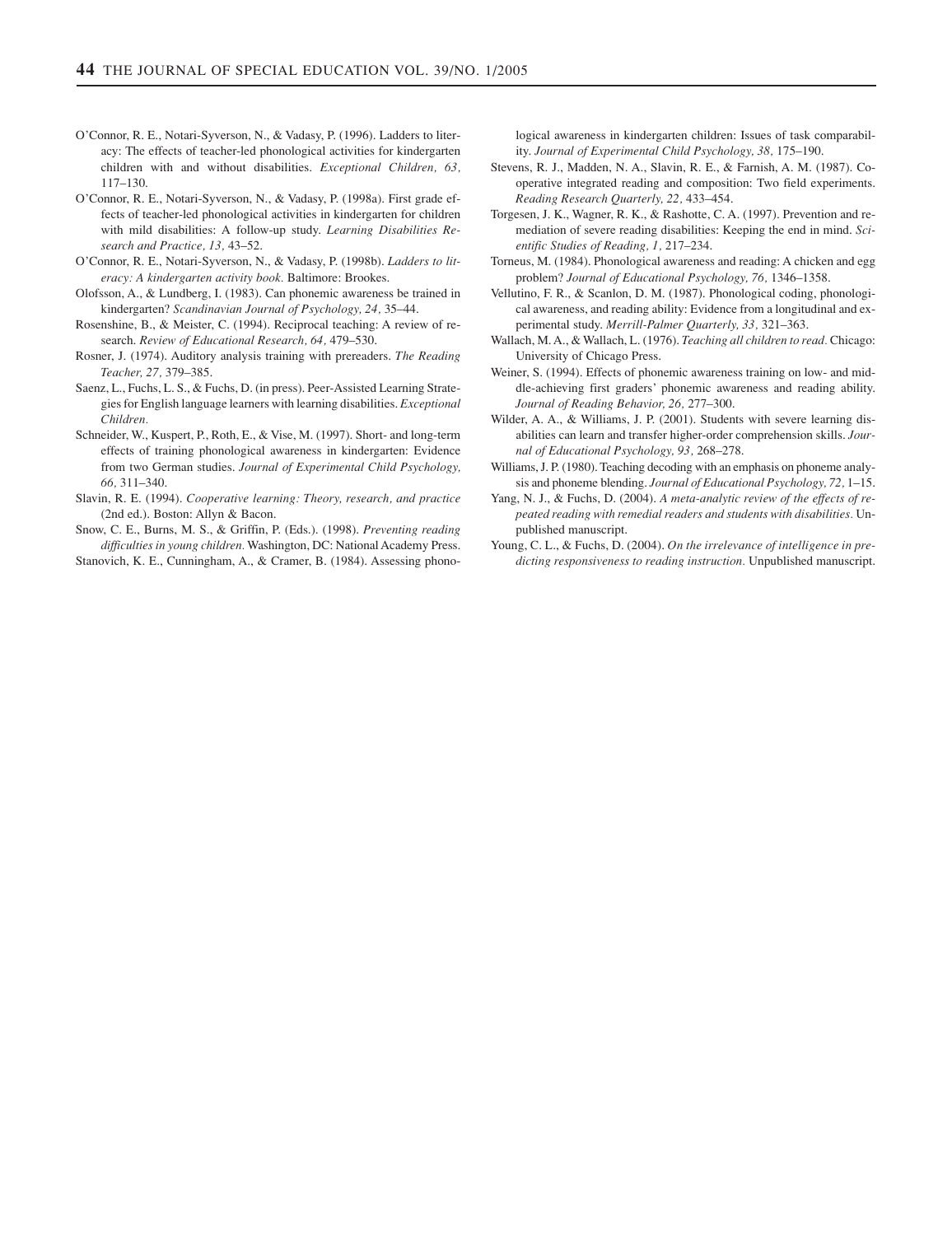O'Connor, R. E., Notari-Syverson, N., & Vadasy, P. (1996). Ladders to literacy: The effects of teacher-led phonological activities for kindergarten children with and without disabilities. *Exceptional Children, 63,* 117–130.

O'Connor, R. E., Notari-Syverson, N., & Vadasy, P. (1998a). First grade effects of teacher-led phonological activities in kindergarten for children with mild disabilities: A follow-up study. *Learning Disabilities Research and Practice, 13,* 43–52.

O'Connor, R. E., Notari-Syverson, N., & Vadasy, P. (1998b). *Ladders to literacy: A kindergarten activity book.* Baltimore: Brookes.

Olofsson, A., & Lundberg, I. (1983). Can phonemic awareness be trained in kindergarten? *Scandinavian Journal of Psychology, 24,* 35–44.

Rosenshine, B., & Meister, C. (1994). Reciprocal teaching: A review of research. *Review of Educational Research, 64,* 479–530.

Rosner, J. (1974). Auditory analysis training with prereaders. *The Reading Teacher, 27,* 379–385.

Saenz, L., Fuchs, L. S., & Fuchs, D. (in press). Peer-Assisted Learning Strategies for English language learners with learning disabilities. *Exceptional Children.*

Schneider, W., Kuspert, P., Roth, E., & Vise, M. (1997). Short- and long-term effects of training phonological awareness in kindergarten: Evidence from two German studies. *Journal of Experimental Child Psychology, 66,* 311–340.

Slavin, R. E. (1994). *Cooperative learning: Theory, research, and practice* (2nd ed.). Boston: Allyn & Bacon.

Snow, C. E., Burns, M. S., & Griffin, P. (Eds.). (1998). *Preventing reading difficulties in young children.* Washington, DC: National Academy Press.

Stanovich, K. E., Cunningham, A., & Cramer, B. (1984). Assessing phonological awareness in kindergarten children: Issues of task comparability. *Journal of Experimental Child Psychology, 38,* 175–190.

Stevens, R. J., Madden, N. A., Slavin, R. E., & Farnish, A. M. (1987). Cooperative integrated reading and composition: Two field experiments. *Reading Research Quarterly, 22,* 433–454.

Torgesen, J. K., Wagner, R. K., & Rashotte, C. A. (1997). Prevention and remediation of severe reading disabilities: Keeping the end in mind. *Scientific Studies of Reading, 1,* 217–234.

Torneus, M. (1984). Phonological awareness and reading: A chicken and egg problem? *Journal of Educational Psychology, 76,* 1346–1358.

Vellutino, F. R., & Scanlon, D. M. (1987). Phonological coding, phonological awareness, and reading ability: Evidence from a longitudinal and experimental study. *Merrill-Palmer Quarterly, 33,* 321–363.

Wallach, M. A., & Wallach, L. (1976). *Teaching all children to read.* Chicago: University of Chicago Press.

Weiner, S. (1994). Effects of phonemic awareness training on low- and middle-achieving first graders' phonemic awareness and reading ability. *Journal of Reading Behavior, 26,* 277–300.

Wilder, A. A., & Williams, J. P. (2001). Students with severe learning disabilities can learn and transfer higher-order comprehension skills. *Journal of Educational Psychology, 93,* 268–278.

Williams, J. P. (1980). Teaching decoding with an emphasis on phoneme analysis and phoneme blending. *Journal of Educational Psychology, 72,* 1–15.

Yang, N. J., & Fuchs, D. (2004). *A meta-analytic review of the effects of repeated reading with remedial readers and students with disabilities.* Unpublished manuscript.

Young, C. L., & Fuchs, D. (2004). *On the irrelevance of intelligence in predicting responsiveness to reading instruction.* Unpublished manuscript.